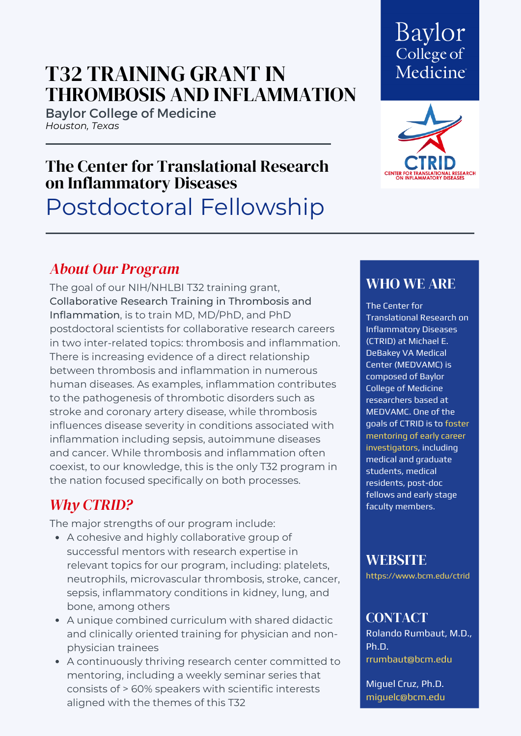# T32 TRAINING GRANT IN THROMBOSIS AND INFLAMMATION

**Baylor College of Medicine**
*Houston, Texas*

## The Center for Translational Research on Inflammatory Diseases

## Postdoctoral Fellowship

### *About Our Program*

The goal of our NIH/NHLBI T32 training grant, **Collaborative Research Training in Thrombosis and Inflammation**, is to train MD, MD/PhD, and PhD postdoctoral scientists for collaborative research careers in two inter-related topics: thrombosis and inflammation. There is increasing evidence of a direct relationship between thrombosis and inflammation in numerous human diseases. As examples, inflammation contributes to the pathogenesis of thrombotic disorders such as stroke and coronary artery disease, while thrombosis influences disease severity in conditions associated with inflammation including sepsis, autoimmune diseases and cancer. While thrombosis and inflammation often coexist, to our knowledge, this is the only T32 program in the nation focused specifically on both processes.

### *Why CTRID?*

The major strengths of our program include:

- A cohesive and highly collaborative group of successful mentors with research expertise in relevant topics for our program, including: platelets, neutrophils, microvascular thrombosis, stroke, cancer, sepsis, inflammatory conditions in kidney, lung, and bone, among others
- A unique combined curriculum with shared didactic and clinically oriented training for physician and non-physician trainees
- A continuously thriving research center committed to mentoring, including a weekly seminar series that consists of > 60% speakers with scientific interests aligned with the themes of this T32

### WHO WE ARE

The Center for Translational Research on Inflammatory Diseases (CTRID) at Michael E. DeBakey VA Medical Center (MEDVAMC) is composed of Baylor College of Medicine researchers based at MEDVAMC. One of the goals of CTRID is to foster mentoring of early career investigators, including medical and graduate students, medical residents, post-doc fellows and early stage faculty members.

### WEBSITE

https://www.bcm.edu/ctrid

### CONTACT

Rolando Rumbaut, M.D., Ph.D.
rrumbaut@bcm.edu

Miguel Cruz, Ph.D.
miguelc@bcm.edu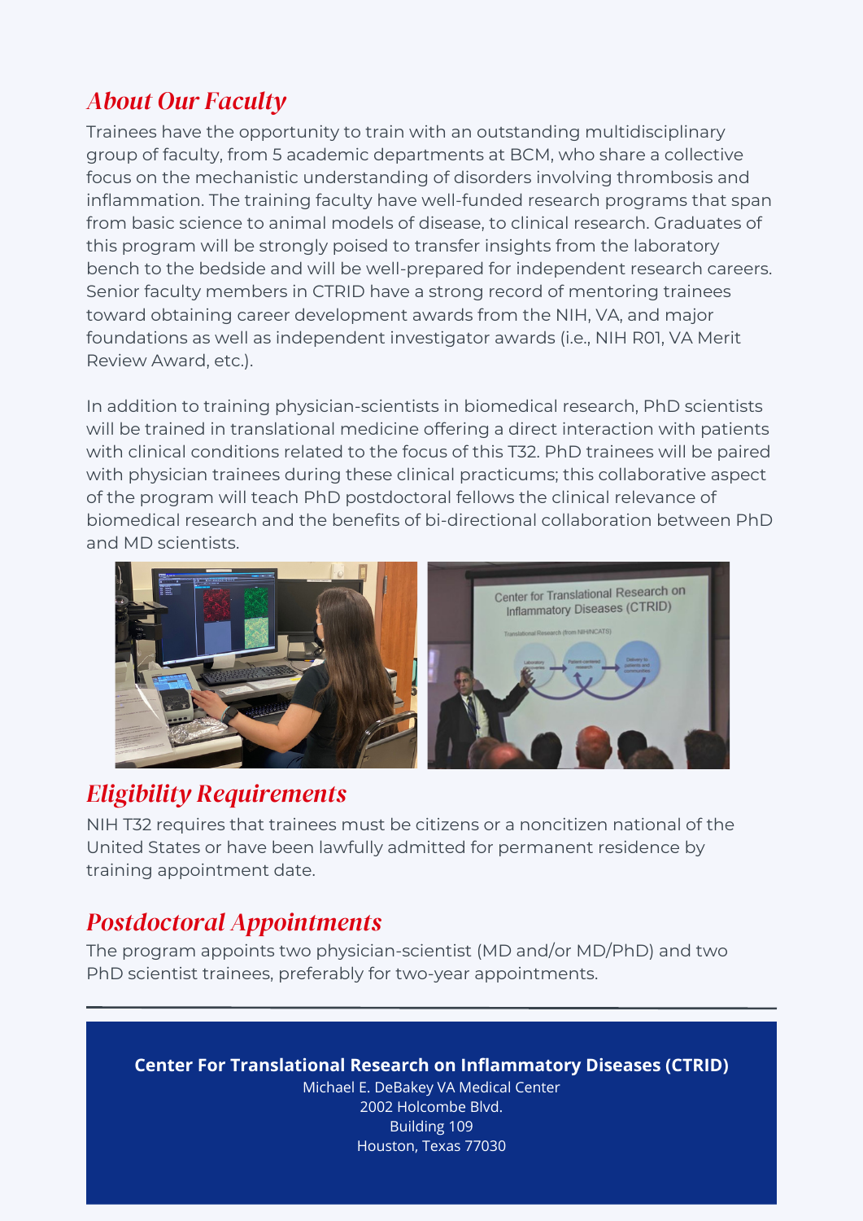## *About Our Faculty*

Trainees have the opportunity to train with an outstanding multidisciplinary group of faculty, from 5 academic departments at BCM, who share a collective focus on the mechanistic understanding of disorders involving thrombosis and inflammation. The training faculty have well-funded research programs that span from basic science to animal models of disease, to clinical research. Graduates of this program will be strongly poised to transfer insights from the laboratory bench to the bedside and will be well-prepared for independent research careers. Senior faculty members in CTRID have a strong record of mentoring trainees toward obtaining career development awards from the NIH, VA, and major foundations as well as independent investigator awards (i.e., NIH R01, VA Merit Review Award, etc.).

In addition to training physician-scientists in biomedical research, PhD scientists will be trained in translational medicine offering a direct interaction with patients with clinical conditions related to the focus of this T32. PhD trainees will be paired with physician trainees during these clinical practicums; this collaborative aspect of the program will teach PhD postdoctoral fellows the clinical relevance of biomedical research and the benefits of bi-directional collaboration between PhD and MD scientists.

## *Eligibility Requirements*

NIH T32 requires that trainees must be citizens or a noncitizen national of the United States or have been lawfully admitted for permanent residence by training appointment date.

## *Postdoctoral Appointments*

The program appoints two physician-scientist (MD and/or MD/PhD) and two PhD scientist trainees, preferably for two-year appointments.

---

**Center For Translational Research on Inflammatory Diseases (CTRID)**
Michael E. DeBakey VA Medical Center
2002 Holcombe Blvd.
Building 109
Houston, Texas 77030